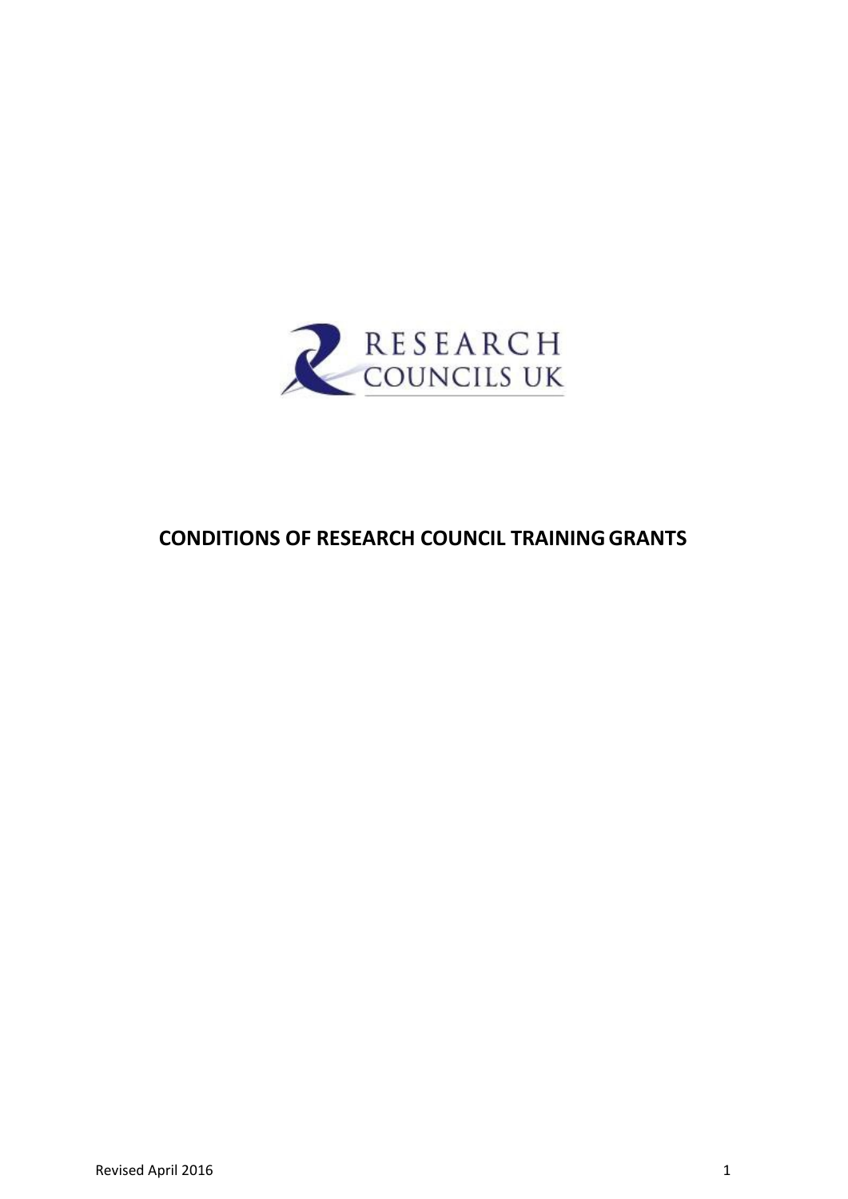RESEARCH COUNCILS UK

# CONDITIONS OF RESEARCH COUNCIL TRAINING GRANTS

Revised April 2016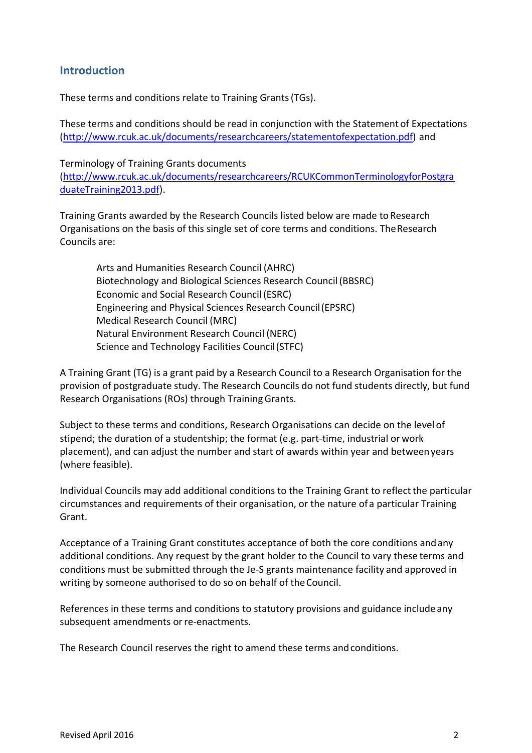## Introduction

These terms and conditions relate to Training Grants (TGs).

These terms and conditions should be read in conjunction with the Statement of Expectations (http://www.rcuk.ac.uk/documents/researchcareers/statementofexpectation.pdf) and

Terminology of Training Grants documents (http://www.rcuk.ac.uk/documents/researchcareers/RCUKCommonTerminologyforPostgraduateTraining2013.pdf).

Training Grants awarded by the Research Councils listed below are made to Research Organisations on the basis of this single set of core terms and conditions. The Research Councils are:

Arts and Humanities Research Council (AHRC)
Biotechnology and Biological Sciences Research Council (BBSRC)
Economic and Social Research Council (ESRC)
Engineering and Physical Sciences Research Council (EPSRC)
Medical Research Council (MRC)
Natural Environment Research Council (NERC)
Science and Technology Facilities Council (STFC)

A Training Grant (TG) is a grant paid by a Research Council to a Research Organisation for the provision of postgraduate study. The Research Councils do not fund students directly, but fund Research Organisations (ROs) through Training Grants.

Subject to these terms and conditions, Research Organisations can decide on the level of stipend; the duration of a studentship; the format (e.g. part-time, industrial or work placement), and can adjust the number and start of awards within year and between years (where feasible).

Individual Councils may add additional conditions to the Training Grant to reflect the particular circumstances and requirements of their organisation, or the nature of a particular Training Grant.

Acceptance of a Training Grant constitutes acceptance of both the core conditions and any additional conditions. Any request by the grant holder to the Council to vary these terms and conditions must be submitted through the Je-S grants maintenance facility and approved in writing by someone authorised to do so on behalf of the Council.

References in these terms and conditions to statutory provisions and guidance include any subsequent amendments or re-enactments.

The Research Council reserves the right to amend these terms and conditions.

Revised April 2016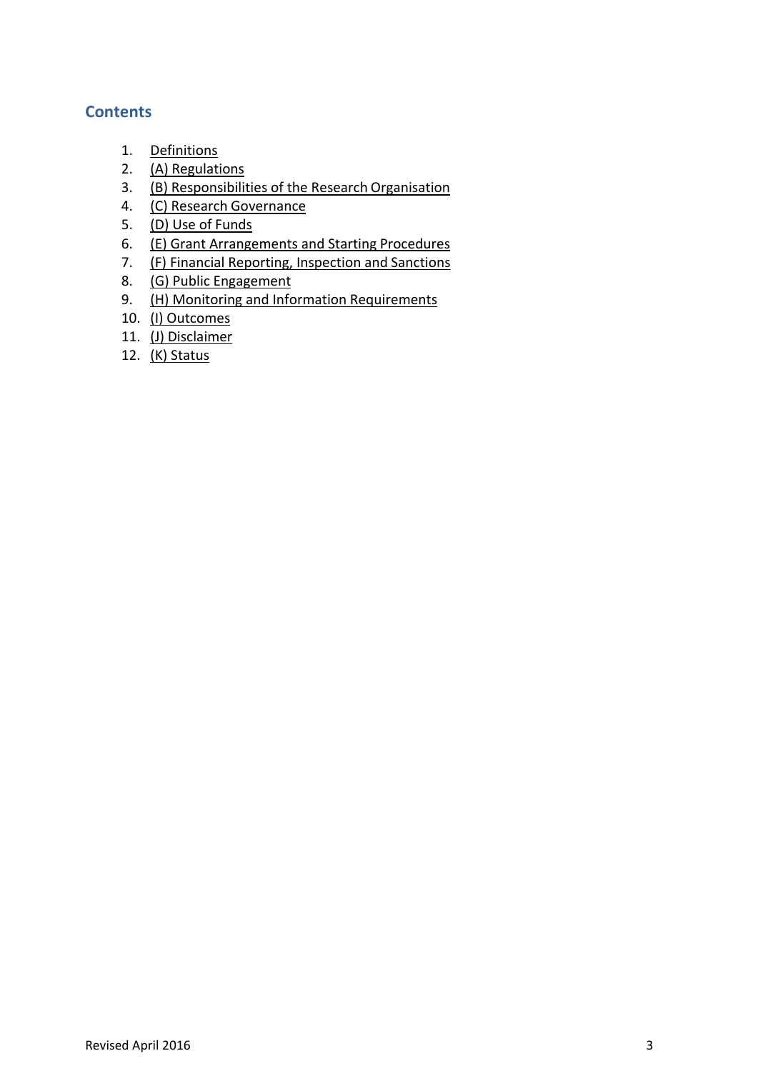## Contents

1. Definitions
2. (A) Regulations
3. (B) Responsibilities of the Research Organisation
4. (C) Research Governance
5. (D) Use of Funds
6. (E) Grant Arrangements and Starting Procedures
7. (F) Financial Reporting, Inspection and Sanctions
8. (G) Public Engagement
9. (H) Monitoring and Information Requirements
10. (I) Outcomes
11. (J) Disclaimer
12. (K) Status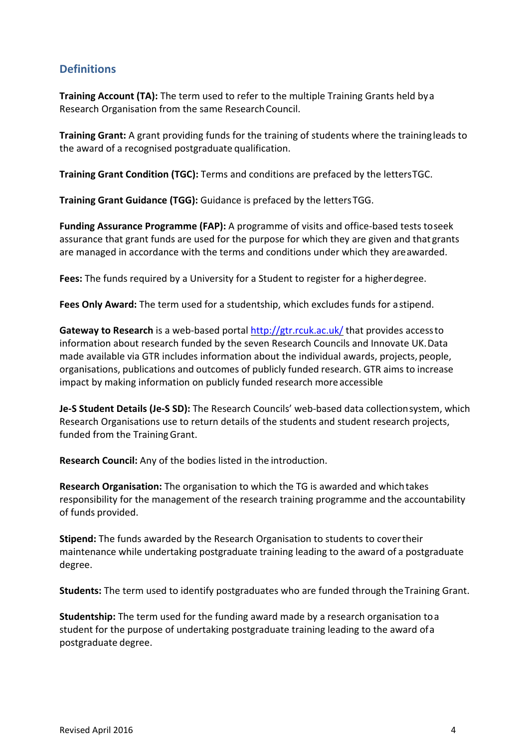## Definitions

**Training Account (TA):** The term used to refer to the multiple Training Grants held by a Research Organisation from the same Research Council.

**Training Grant:** A grant providing funds for the training of students where the training leads to the award of a recognised postgraduate qualification.

**Training Grant Condition (TGC):** Terms and conditions are prefaced by the letters TGC.

**Training Grant Guidance (TGG):** Guidance is prefaced by the letters TGG.

**Funding Assurance Programme (FAP):** A programme of visits and office-based tests to seek assurance that grant funds are used for the purpose for which they are given and that grants are managed in accordance with the terms and conditions under which they are awarded.

**Fees:** The funds required by a University for a Student to register for a higher degree.

**Fees Only Award:** The term used for a studentship, which excludes funds for a stipend.

**Gateway to Research** is a web-based portal [http://gtr.rcuk.ac.uk/](http://gtr.rcuk.ac.uk/) that provides access to information about research funded by the seven Research Councils and Innovate UK. Data made available via GTR includes information about the individual awards, projects, people, organisations, publications and outcomes of publicly funded research. GTR aims to increase impact by making information on publicly funded research more accessible

**Je-S Student Details (Je-S SD):** The Research Councils' web-based data collection system, which Research Organisations use to return details of the students and student research projects, funded from the Training Grant.

**Research Council:** Any of the bodies listed in the introduction.

**Research Organisation:** The organisation to which the TG is awarded and which takes responsibility for the management of the research training programme and the accountability of funds provided.

**Stipend:** The funds awarded by the Research Organisation to students to cover their maintenance while undertaking postgraduate training leading to the award of a postgraduate degree.

**Students:** The term used to identify postgraduates who are funded through the Training Grant.

**Studentship:** The term used for the funding award made by a research organisation to a student for the purpose of undertaking postgraduate training leading to the award of a postgraduate degree.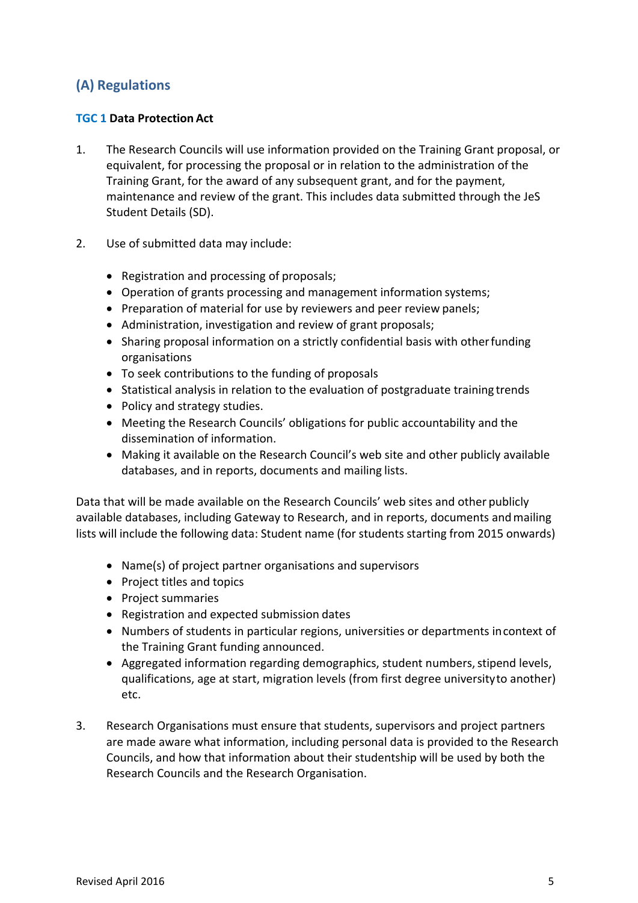## (A) Regulations

### TGC 1 Data Protection Act

1. The Research Councils will use information provided on the Training Grant proposal, or equivalent, for processing the proposal or in relation to the administration of the Training Grant, for the award of any subsequent grant, and for the payment, maintenance and review of the grant. This includes data submitted through the JeS Student Details (SD).

2. Use of submitted data may include:

   - Registration and processing of proposals;
   - Operation of grants processing and management information systems;
   - Preparation of material for use by reviewers and peer review panels;
   - Administration, investigation and review of grant proposals;
   - Sharing proposal information on a strictly confidential basis with other funding organisations
   - To seek contributions to the funding of proposals
   - Statistical analysis in relation to the evaluation of postgraduate training trends
   - Policy and strategy studies.
   - Meeting the Research Councils' obligations for public accountability and the dissemination of information.
   - Making it available on the Research Council's web site and other publicly available databases, and in reports, documents and mailing lists.

Data that will be made available on the Research Councils' web sites and other publicly available databases, including Gateway to Research, and in reports, documents and mailing lists will include the following data: Student name (for students starting from 2015 onwards)

- Name(s) of project partner organisations and supervisors
- Project titles and topics
- Project summaries
- Registration and expected submission dates
- Numbers of students in particular regions, universities or departments in context of the Training Grant funding announced.
- Aggregated information regarding demographics, student numbers, stipend levels, qualifications, age at start, migration levels (from first degree university to another) etc.

3. Research Organisations must ensure that students, supervisors and project partners are made aware what information, including personal data is provided to the Research Councils, and how that information about their studentship will be used by both the Research Councils and the Research Organisation.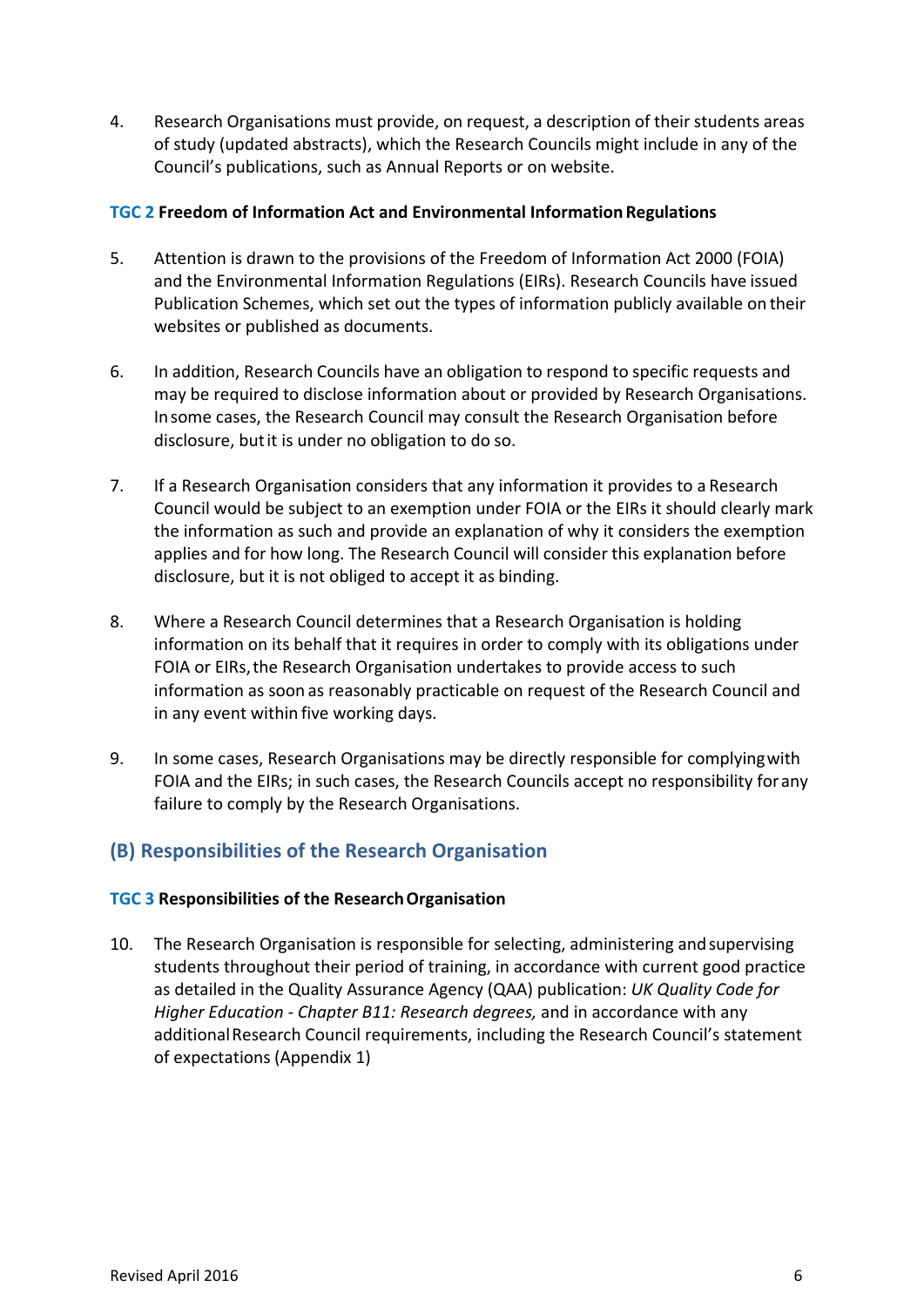4. Research Organisations must provide, on request, a description of their students areas of study (updated abstracts), which the Research Councils might include in any of the Council's publications, such as Annual Reports or on website.

#### TGC 2 Freedom of Information Act and Environmental Information Regulations

5. Attention is drawn to the provisions of the Freedom of Information Act 2000 (FOIA) and the Environmental Information Regulations (EIRs). Research Councils have issued Publication Schemes, which set out the types of information publicly available on their websites or published as documents.

6. In addition, Research Councils have an obligation to respond to specific requests and may be required to disclose information about or provided by Research Organisations. In some cases, the Research Council may consult the Research Organisation before disclosure, but it is under no obligation to do so.

7. If a Research Organisation considers that any information it provides to a Research Council would be subject to an exemption under FOIA or the EIRs it should clearly mark the information as such and provide an explanation of why it considers the exemption applies and for how long. The Research Council will consider this explanation before disclosure, but it is not obliged to accept it as binding.

8. Where a Research Council determines that a Research Organisation is holding information on its behalf that it requires in order to comply with its obligations under FOIA or EIRs, the Research Organisation undertakes to provide access to such information as soon as reasonably practicable on request of the Research Council and in any event within five working days.

9. In some cases, Research Organisations may be directly responsible for complying with FOIA and the EIRs; in such cases, the Research Councils accept no responsibility for any failure to comply by the Research Organisations.

## (B) Responsibilities of the Research Organisation

#### TGC 3 Responsibilities of the Research Organisation

10. The Research Organisation is responsible for selecting, administering and supervising students throughout their period of training, in accordance with current good practice as detailed in the Quality Assurance Agency (QAA) publication: *UK Quality Code for Higher Education - Chapter B11: Research degrees,* and in accordance with any additional Research Council requirements, including the Research Council's statement of expectations (Appendix 1)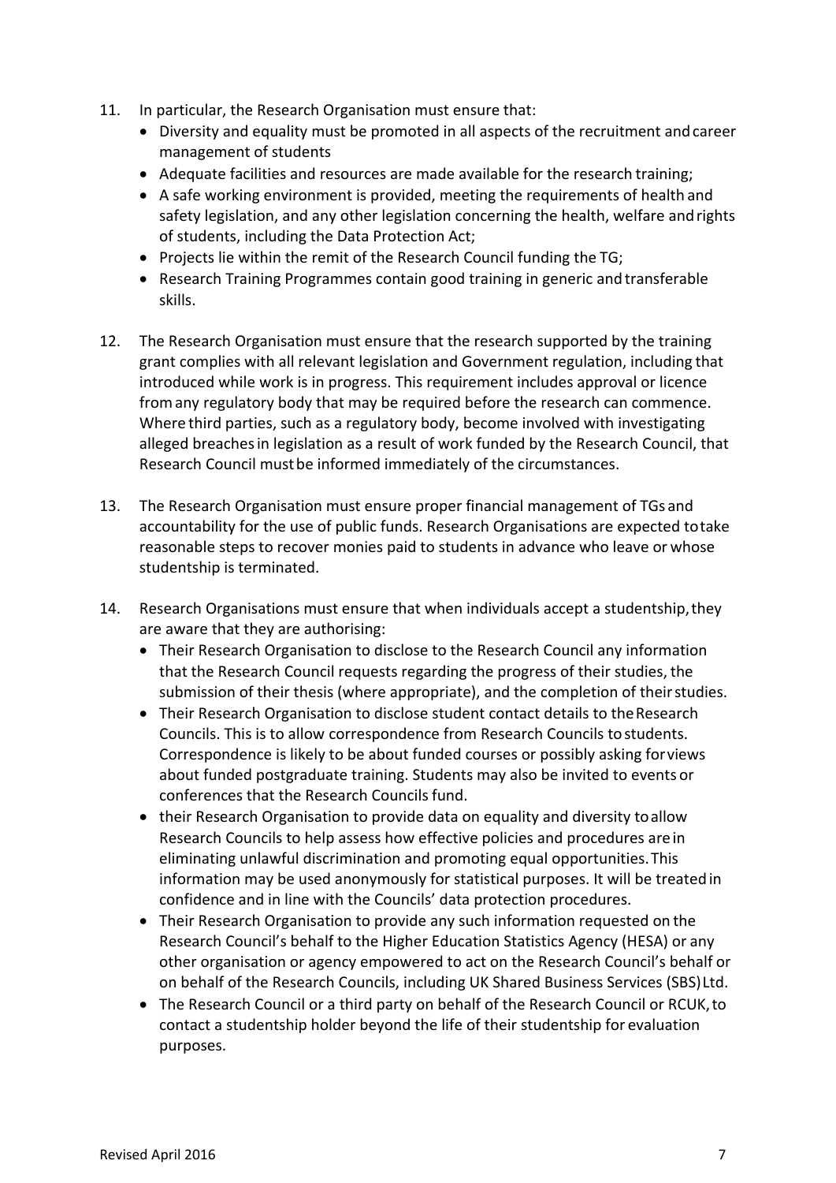11. In particular, the Research Organisation must ensure that:
    - Diversity and equality must be promoted in all aspects of the recruitment and career management of students
    - Adequate facilities and resources are made available for the research training;
    - A safe working environment is provided, meeting the requirements of health and safety legislation, and any other legislation concerning the health, welfare and rights of students, including the Data Protection Act;
    - Projects lie within the remit of the Research Council funding the TG;
    - Research Training Programmes contain good training in generic and transferable skills.

12. The Research Organisation must ensure that the research supported by the training grant complies with all relevant legislation and Government regulation, including that introduced while work is in progress. This requirement includes approval or licence from any regulatory body that may be required before the research can commence. Where third parties, such as a regulatory body, become involved with investigating alleged breaches in legislation as a result of work funded by the Research Council, that Research Council must be informed immediately of the circumstances.

13. The Research Organisation must ensure proper financial management of TGs and accountability for the use of public funds. Research Organisations are expected to take reasonable steps to recover monies paid to students in advance who leave or whose studentship is terminated.

14. Research Organisations must ensure that when individuals accept a studentship, they are aware that they are authorising:
    - Their Research Organisation to disclose to the Research Council any information that the Research Council requests regarding the progress of their studies, the submission of their thesis (where appropriate), and the completion of their studies.
    - Their Research Organisation to disclose student contact details to the Research Councils. This is to allow correspondence from Research Councils to students. Correspondence is likely to be about funded courses or possibly asking for views about funded postgraduate training. Students may also be invited to events or conferences that the Research Councils fund.
    - their Research Organisation to provide data on equality and diversity to allow Research Councils to help assess how effective policies and procedures are in eliminating unlawful discrimination and promoting equal opportunities. This information may be used anonymously for statistical purposes. It will be treated in confidence and in line with the Councils' data protection procedures.
    - Their Research Organisation to provide any such information requested on the Research Council's behalf to the Higher Education Statistics Agency (HESA) or any other organisation or agency empowered to act on the Research Council's behalf or on behalf of the Research Councils, including UK Shared Business Services (SBS) Ltd.
    - The Research Council or a third party on behalf of the Research Council or RCUK, to contact a studentship holder beyond the life of their studentship for evaluation purposes.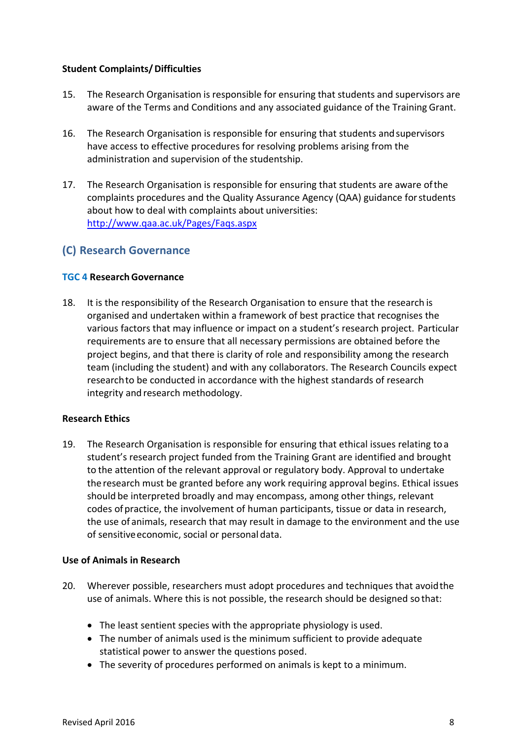**Student Complaints/ Difficulties**

15. The Research Organisation is responsible for ensuring that students and supervisors are aware of the Terms and Conditions and any associated guidance of the Training Grant.

16. The Research Organisation is responsible for ensuring that students and supervisors have access to effective procedures for resolving problems arising from the administration and supervision of the studentship.

17. The Research Organisation is responsible for ensuring that students are aware of the complaints procedures and the Quality Assurance Agency (QAA) guidance for students about how to deal with complaints about universities: [http://www.qaa.ac.uk/Pages/Faqs.aspx](http://www.qaa.ac.uk/Pages/Faqs.aspx)

## (C) Research Governance

### TGC 4 Research Governance

18. It is the responsibility of the Research Organisation to ensure that the research is organised and undertaken within a framework of best practice that recognises the various factors that may influence or impact on a student's research project. Particular requirements are to ensure that all necessary permissions are obtained before the project begins, and that there is clarity of role and responsibility among the research team (including the student) and with any collaborators. The Research Councils expect research to be conducted in accordance with the highest standards of research integrity and research methodology.

**Research Ethics**

19. The Research Organisation is responsible for ensuring that ethical issues relating to a student's research project funded from the Training Grant are identified and brought to the attention of the relevant approval or regulatory body. Approval to undertake the research must be granted before any work requiring approval begins. Ethical issues should be interpreted broadly and may encompass, among other things, relevant codes of practice, the involvement of human participants, tissue or data in research, the use of animals, research that may result in damage to the environment and the use of sensitive economic, social or personal data.

**Use of Animals in Research**

20. Wherever possible, researchers must adopt procedures and techniques that avoid the use of animals. Where this is not possible, the research should be designed so that:

    - The least sentient species with the appropriate physiology is used.
    - The number of animals used is the minimum sufficient to provide adequate statistical power to answer the questions posed.
    - The severity of procedures performed on animals is kept to a minimum.

Revised April 2016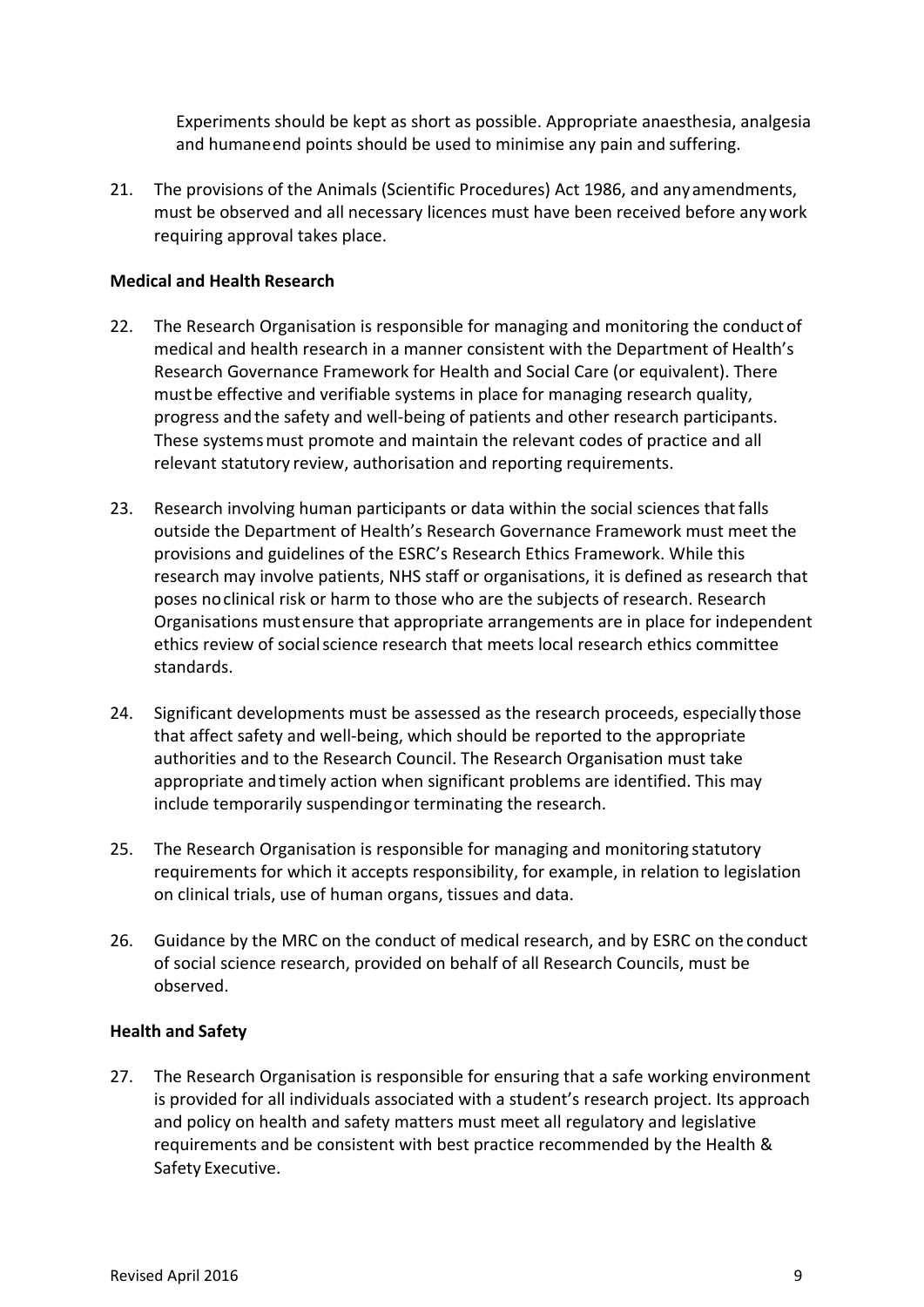Experiments should be kept as short as possible. Appropriate anaesthesia, analgesia and humane end points should be used to minimise any pain and suffering.

21. The provisions of the Animals (Scientific Procedures) Act 1986, and any amendments, must be observed and all necessary licences must have been received before any work requiring approval takes place.

**Medical and Health Research**

22. The Research Organisation is responsible for managing and monitoring the conduct of medical and health research in a manner consistent with the Department of Health's Research Governance Framework for Health and Social Care (or equivalent). There must be effective and verifiable systems in place for managing research quality, progress and the safety and well-being of patients and other research participants. These systems must promote and maintain the relevant codes of practice and all relevant statutory review, authorisation and reporting requirements.

23. Research involving human participants or data within the social sciences that falls outside the Department of Health's Research Governance Framework must meet the provisions and guidelines of the ESRC's Research Ethics Framework. While this research may involve patients, NHS staff or organisations, it is defined as research that poses no clinical risk or harm to those who are the subjects of research. Research Organisations must ensure that appropriate arrangements are in place for independent ethics review of social science research that meets local research ethics committee standards.

24. Significant developments must be assessed as the research proceeds, especially those that affect safety and well-being, which should be reported to the appropriate authorities and to the Research Council. The Research Organisation must take appropriate and timely action when significant problems are identified. This may include temporarily suspending or terminating the research.

25. The Research Organisation is responsible for managing and monitoring statutory requirements for which it accepts responsibility, for example, in relation to legislation on clinical trials, use of human organs, tissues and data.

26. Guidance by the MRC on the conduct of medical research, and by ESRC on the conduct of social science research, provided on behalf of all Research Councils, must be observed.

**Health and Safety**

27. The Research Organisation is responsible for ensuring that a safe working environment is provided for all individuals associated with a student's research project. Its approach and policy on health and safety matters must meet all regulatory and legislative requirements and be consistent with best practice recommended by the Health & Safety Executive.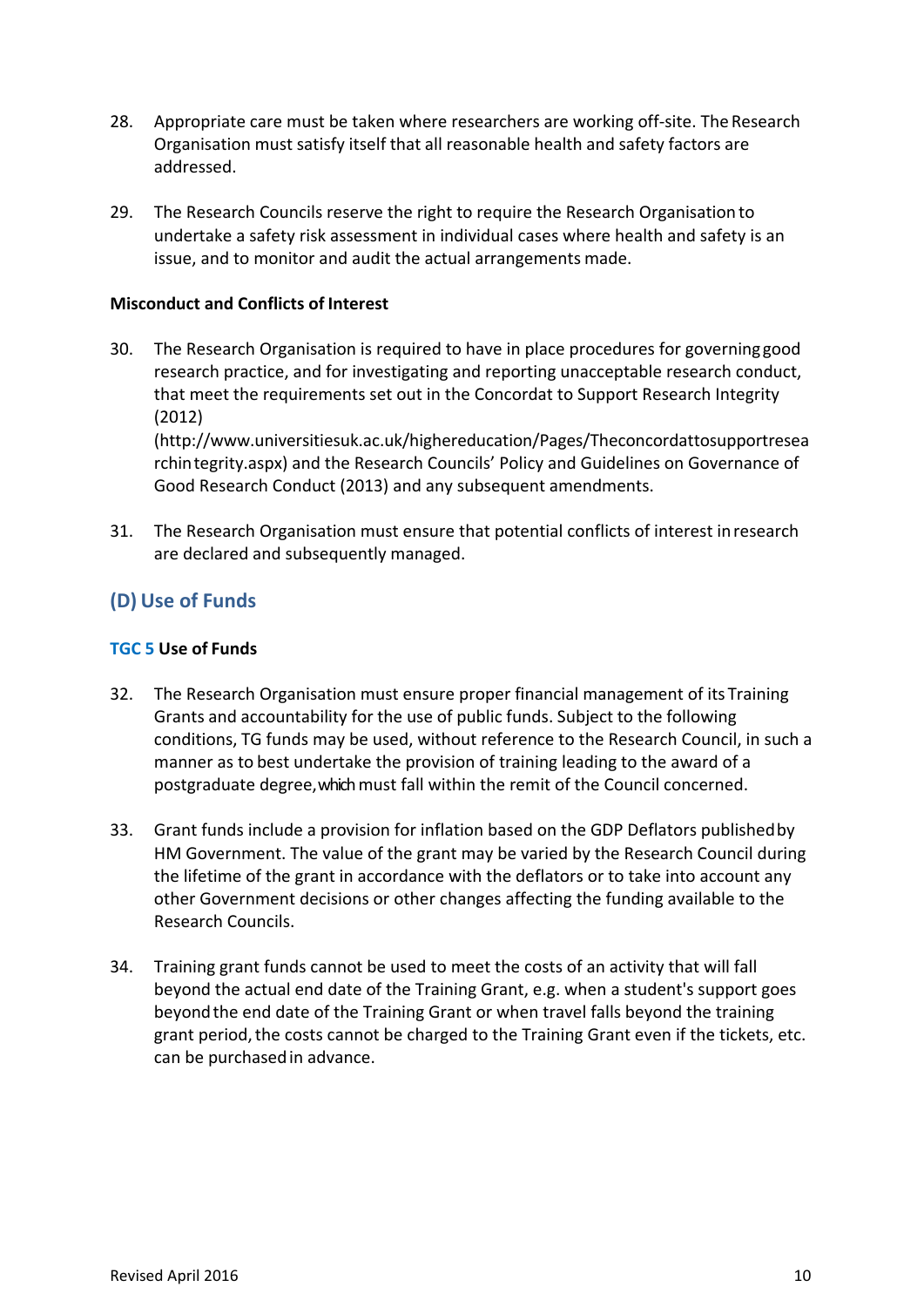28. Appropriate care must be taken where researchers are working off-site. The Research Organisation must satisfy itself that all reasonable health and safety factors are addressed.

29. The Research Councils reserve the right to require the Research Organisation to undertake a safety risk assessment in individual cases where health and safety is an issue, and to monitor and audit the actual arrangements made.

**Misconduct and Conflicts of Interest**

30. The Research Organisation is required to have in place procedures for governing good research practice, and for investigating and reporting unacceptable research conduct, that meet the requirements set out in the Concordat to Support Research Integrity (2012) (http://www.universitiesuk.ac.uk/highereducation/Pages/Theconcordattosupportresearchintegrity.aspx) and the Research Councils' Policy and Guidelines on Governance of Good Research Conduct (2013) and any subsequent amendments.

31. The Research Organisation must ensure that potential conflicts of interest in research are declared and subsequently managed.

## (D) Use of Funds

### TGC 5 Use of Funds

32. The Research Organisation must ensure proper financial management of its Training Grants and accountability for the use of public funds. Subject to the following conditions, TG funds may be used, without reference to the Research Council, in such a manner as to best undertake the provision of training leading to the award of a postgraduate degree, which must fall within the remit of the Council concerned.

33. Grant funds include a provision for inflation based on the GDP Deflators published by HM Government. The value of the grant may be varied by the Research Council during the lifetime of the grant in accordance with the deflators or to take into account any other Government decisions or other changes affecting the funding available to the Research Councils.

34. Training grant funds cannot be used to meet the costs of an activity that will fall beyond the actual end date of the Training Grant, e.g. when a student's support goes beyond the end date of the Training Grant or when travel falls beyond the training grant period, the costs cannot be charged to the Training Grant even if the tickets, etc. can be purchased in advance.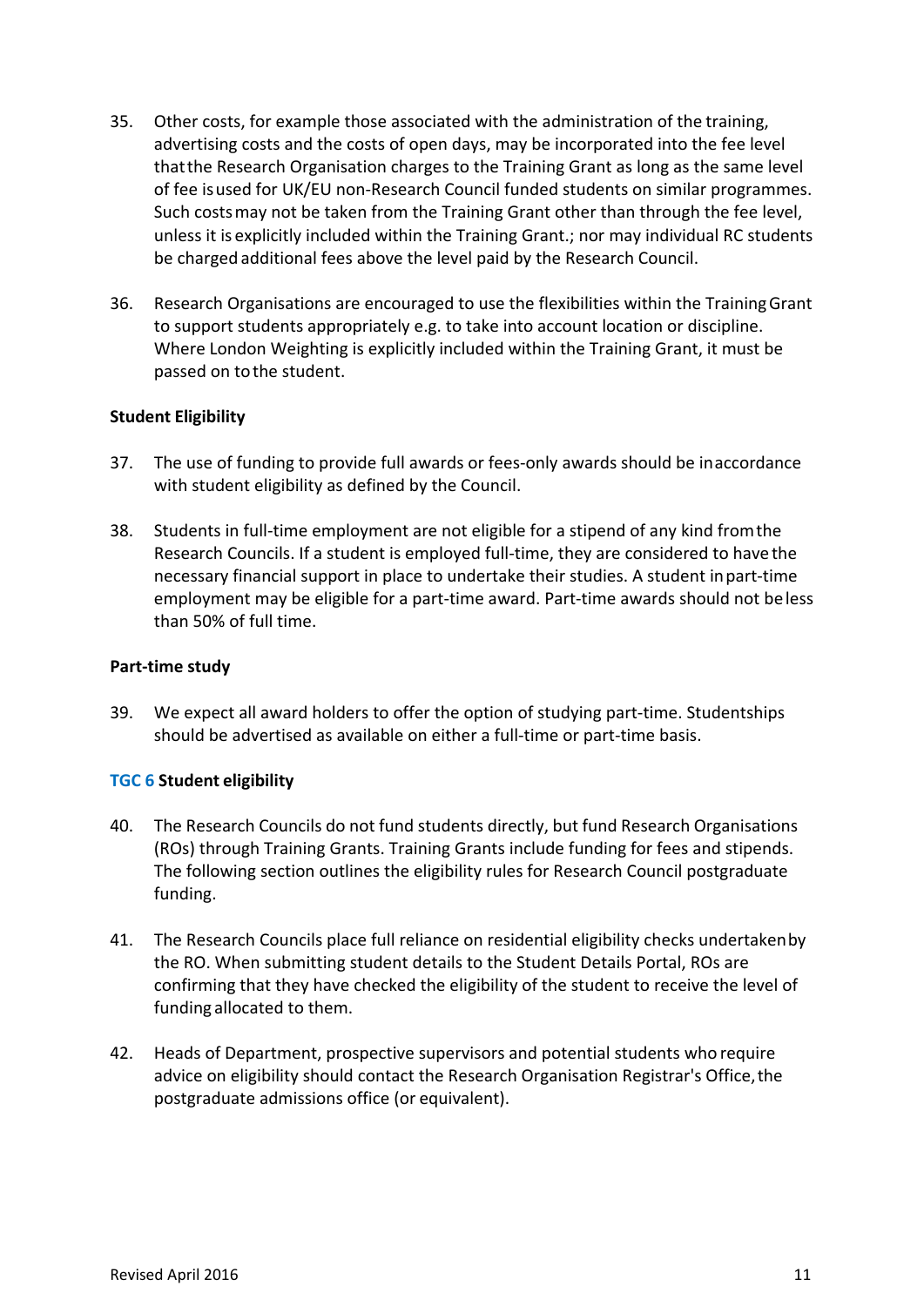35. Other costs, for example those associated with the administration of the training, advertising costs and the costs of open days, may be incorporated into the fee level that the Research Organisation charges to the Training Grant as long as the same level of fee is used for UK/EU non-Research Council funded students on similar programmes. Such costs may not be taken from the Training Grant other than through the fee level, unless it is explicitly included within the Training Grant.; nor may individual RC students be charged additional fees above the level paid by the Research Council.

36. Research Organisations are encouraged to use the flexibilities within the Training Grant to support students appropriately e.g. to take into account location or discipline. Where London Weighting is explicitly included within the Training Grant, it must be passed on to the student.

**Student Eligibility**

37. The use of funding to provide full awards or fees-only awards should be in accordance with student eligibility as defined by the Council.

38. Students in full-time employment are not eligible for a stipend of any kind from the Research Councils. If a student is employed full-time, they are considered to have the necessary financial support in place to undertake their studies. A student in part-time employment may be eligible for a part-time award. Part-time awards should not be less than 50% of full time.

**Part-time study**

39. We expect all award holders to offer the option of studying part-time. Studentships should be advertised as available on either a full-time or part-time basis.

**TGC 6 Student eligibility**

40. The Research Councils do not fund students directly, but fund Research Organisations (ROs) through Training Grants. Training Grants include funding for fees and stipends. The following section outlines the eligibility rules for Research Council postgraduate funding.

41. The Research Councils place full reliance on residential eligibility checks undertaken by the RO. When submitting student details to the Student Details Portal, ROs are confirming that they have checked the eligibility of the student to receive the level of funding allocated to them.

42. Heads of Department, prospective supervisors and potential students who require advice on eligibility should contact the Research Organisation Registrar's Office, the postgraduate admissions office (or equivalent).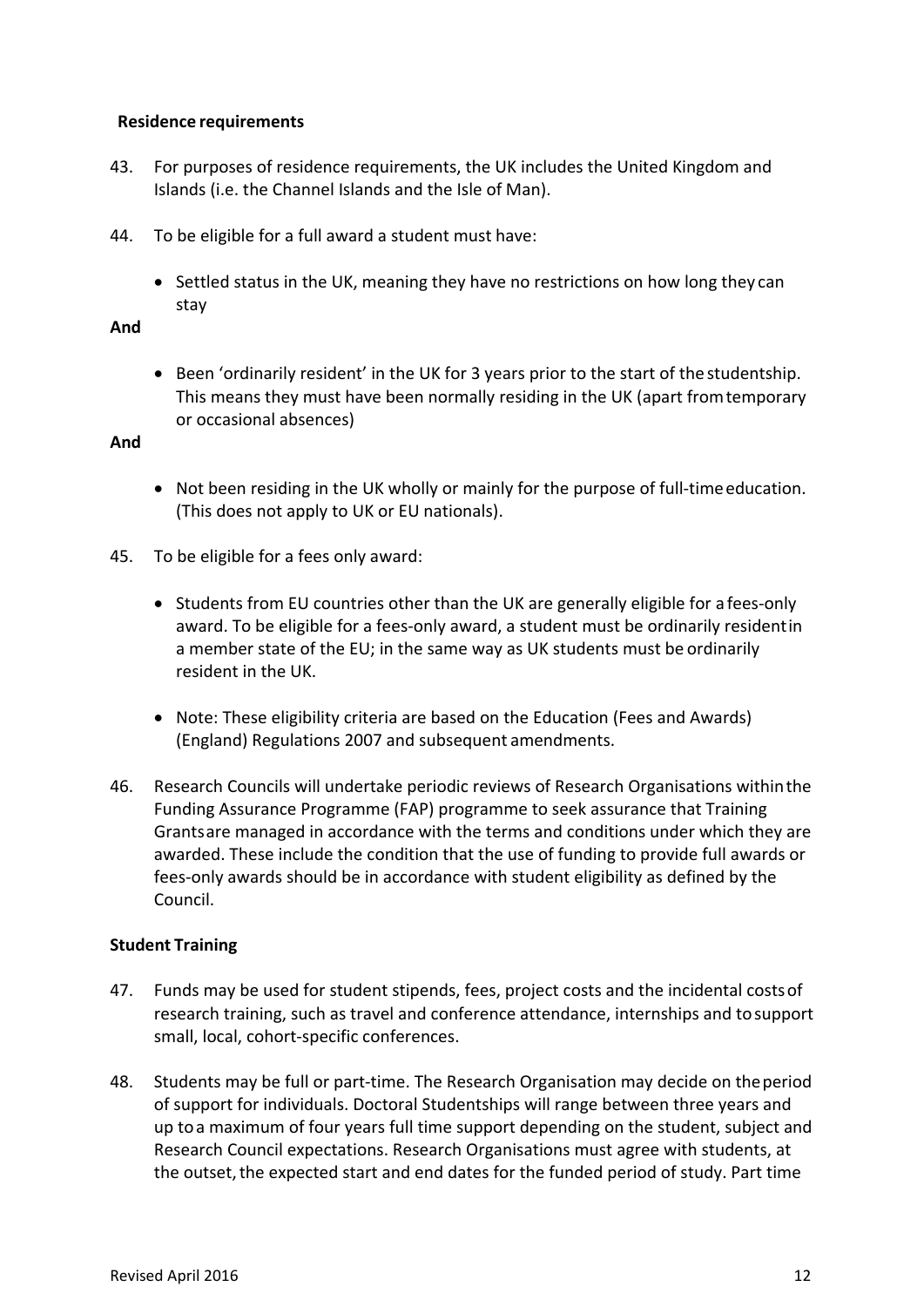**Residence requirements**

43. For purposes of residence requirements, the UK includes the United Kingdom and Islands (i.e. the Channel Islands and the Isle of Man).

44. To be eligible for a full award a student must have:

    - Settled status in the UK, meaning they have no restrictions on how long they can stay

**And**

    - Been 'ordinarily resident' in the UK for 3 years prior to the start of the studentship. This means they must have been normally residing in the UK (apart from temporary or occasional absences)

**And**

    - Not been residing in the UK wholly or mainly for the purpose of full-time education. (This does not apply to UK or EU nationals).

45. To be eligible for a fees only award:

    - Students from EU countries other than the UK are generally eligible for a fees-only award. To be eligible for a fees-only award, a student must be ordinarily resident in a member state of the EU; in the same way as UK students must be ordinarily resident in the UK.

    - Note: These eligibility criteria are based on the Education (Fees and Awards) (England) Regulations 2007 and subsequent amendments.

46. Research Councils will undertake periodic reviews of Research Organisations within the Funding Assurance Programme (FAP) programme to seek assurance that Training Grants are managed in accordance with the terms and conditions under which they are awarded. These include the condition that the use of funding to provide full awards or fees-only awards should be in accordance with student eligibility as defined by the Council.

**Student Training**

47. Funds may be used for student stipends, fees, project costs and the incidental costs of research training, such as travel and conference attendance, internships and to support small, local, cohort-specific conferences.

48. Students may be full or part-time. The Research Organisation may decide on the period of support for individuals. Doctoral Studentships will range between three years and up to a maximum of four years full time support depending on the student, subject and Research Council expectations. Research Organisations must agree with students, at the outset, the expected start and end dates for the funded period of study. Part time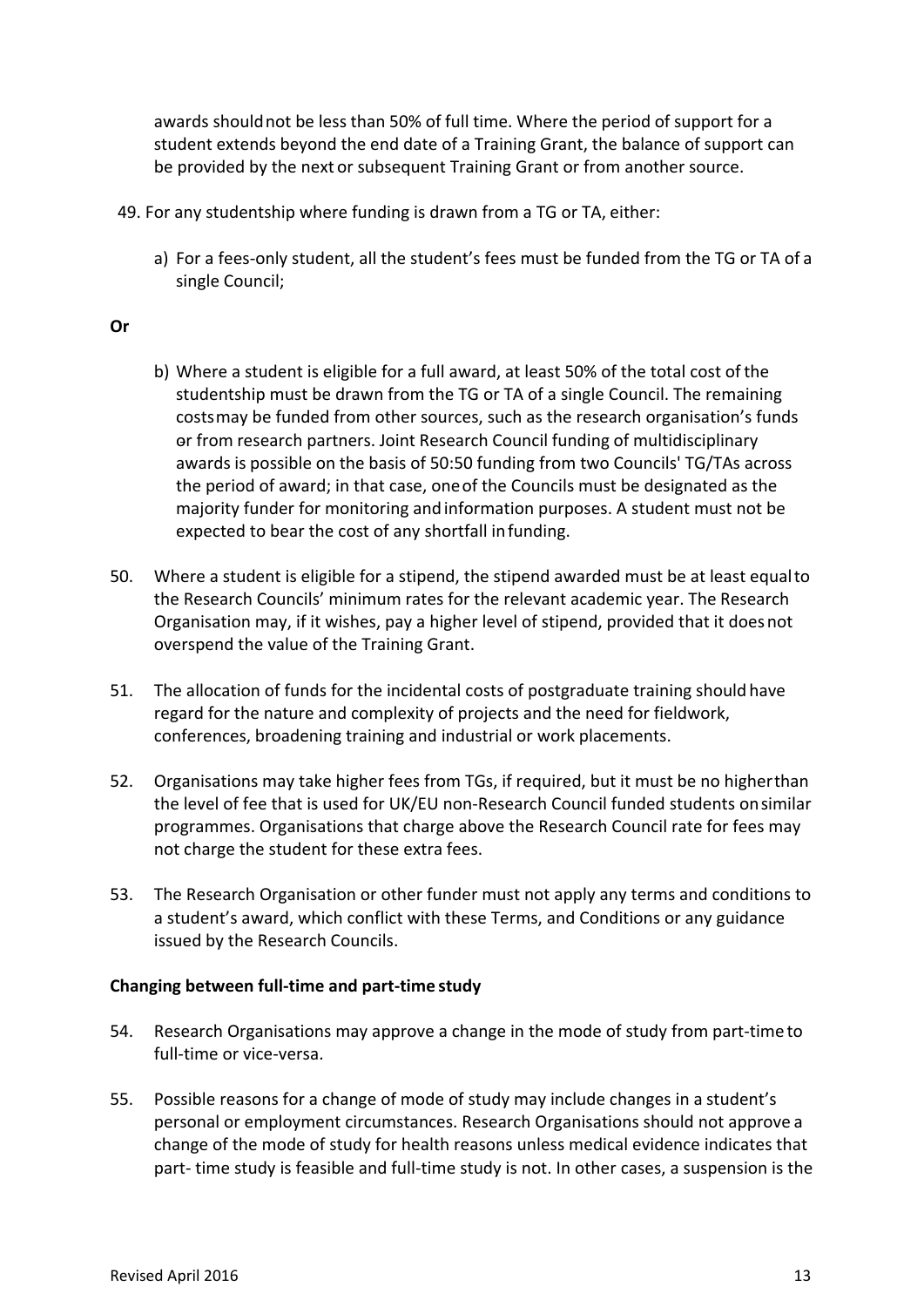awards should not be less than 50% of full time. Where the period of support for a student extends beyond the end date of a Training Grant, the balance of support can be provided by the next or subsequent Training Grant or from another source.

49. For any studentship where funding is drawn from a TG or TA, either:

   a) For a fees-only student, all the student's fees must be funded from the TG or TA of a single Council;

**Or**

   b) Where a student is eligible for a full award, at least 50% of the total cost of the studentship must be drawn from the TG or TA of a single Council. The remaining costs may be funded from other sources, such as the research organisation's funds or from research partners. Joint Research Council funding of multidisciplinary awards is possible on the basis of 50:50 funding from two Councils' TG/TAs across the period of award; in that case, one of the Councils must be designated as the majority funder for monitoring and information purposes. A student must not be expected to bear the cost of any shortfall in funding.

50. Where a student is eligible for a stipend, the stipend awarded must be at least equal to the Research Councils' minimum rates for the relevant academic year. The Research Organisation may, if it wishes, pay a higher level of stipend, provided that it does not overspend the value of the Training Grant.

51. The allocation of funds for the incidental costs of postgraduate training should have regard for the nature and complexity of projects and the need for fieldwork, conferences, broadening training and industrial or work placements.

52. Organisations may take higher fees from TGs, if required, but it must be no higher than the level of fee that is used for UK/EU non-Research Council funded students on similar programmes. Organisations that charge above the Research Council rate for fees may not charge the student for these extra fees.

53. The Research Organisation or other funder must not apply any terms and conditions to a student's award, which conflict with these Terms, and Conditions or any guidance issued by the Research Councils.

**Changing between full-time and part-time study**

54. Research Organisations may approve a change in the mode of study from part-time to full-time or vice-versa.

55. Possible reasons for a change of mode of study may include changes in a student's personal or employment circumstances. Research Organisations should not approve a change of the mode of study for health reasons unless medical evidence indicates that part- time study is feasible and full-time study is not. In other cases, a suspension is the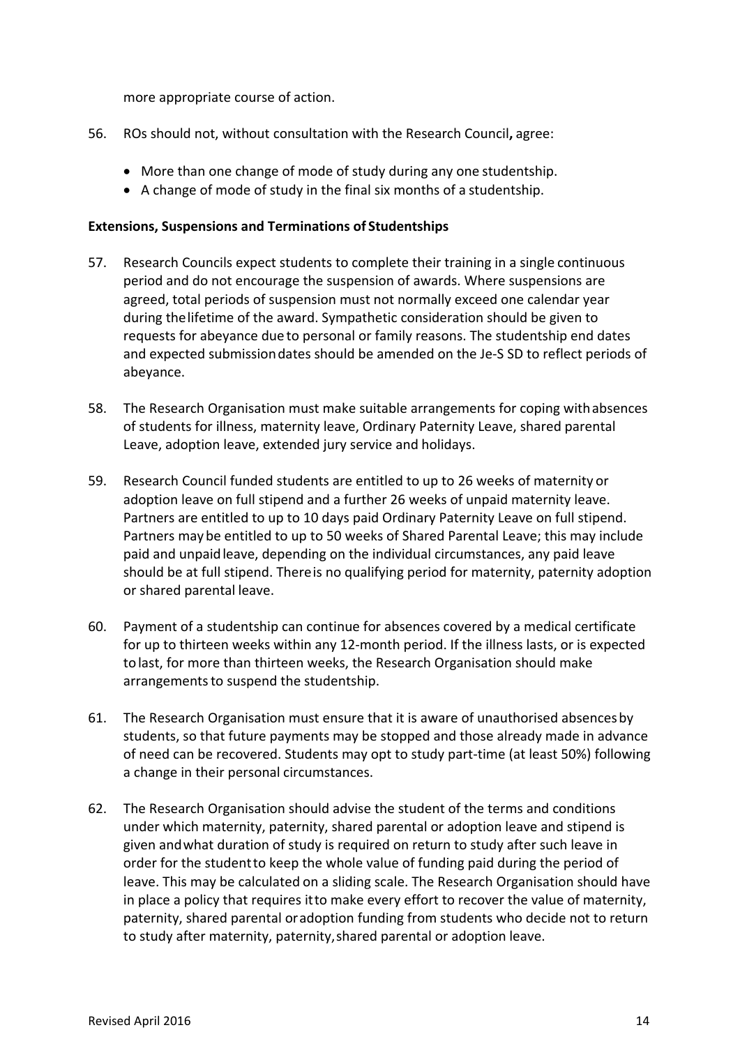more appropriate course of action.

56. ROs should not, without consultation with the Research Council**,** agree:

    - More than one change of mode of study during any one studentship.
    - A change of mode of study in the final six months of a studentship.

**Extensions, Suspensions and Terminations of Studentships**

57. Research Councils expect students to complete their training in a single continuous period and do not encourage the suspension of awards. Where suspensions are agreed, total periods of suspension must not normally exceed one calendar year during the lifetime of the award. Sympathetic consideration should be given to requests for abeyance due to personal or family reasons. The studentship end dates and expected submission dates should be amended on the Je-S SD to reflect periods of abeyance.

58. The Research Organisation must make suitable arrangements for coping with absences of students for illness, maternity leave, Ordinary Paternity Leave, shared parental Leave, adoption leave, extended jury service and holidays.

59. Research Council funded students are entitled to up to 26 weeks of maternity or adoption leave on full stipend and a further 26 weeks of unpaid maternity leave. Partners are entitled to up to 10 days paid Ordinary Paternity Leave on full stipend. Partners may be entitled to up to 50 weeks of Shared Parental Leave; this may include paid and unpaid leave, depending on the individual circumstances, any paid leave should be at full stipend. There is no qualifying period for maternity, paternity adoption or shared parental leave.

60. Payment of a studentship can continue for absences covered by a medical certificate for up to thirteen weeks within any 12-month period. If the illness lasts, or is expected to last, for more than thirteen weeks, the Research Organisation should make arrangements to suspend the studentship.

61. The Research Organisation must ensure that it is aware of unauthorised absences by students, so that future payments may be stopped and those already made in advance of need can be recovered. Students may opt to study part-time (at least 50%) following a change in their personal circumstances.

62. The Research Organisation should advise the student of the terms and conditions under which maternity, paternity, shared parental or adoption leave and stipend is given and what duration of study is required on return to study after such leave in order for the student to keep the whole value of funding paid during the period of leave. This may be calculated on a sliding scale. The Research Organisation should have in place a policy that requires it to make every effort to recover the value of maternity, paternity, shared parental or adoption funding from students who decide not to return to study after maternity, paternity, shared parental or adoption leave.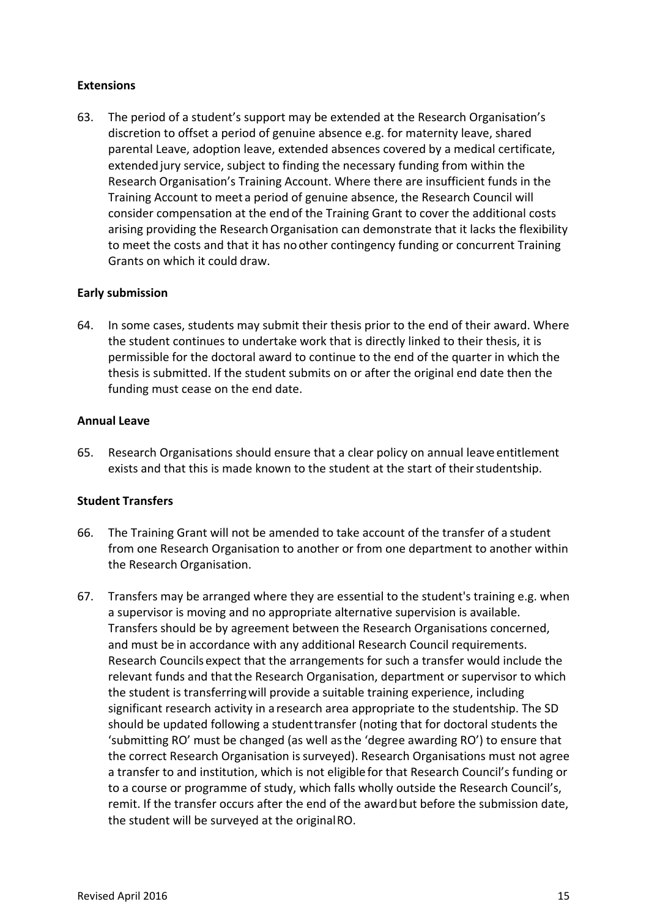**Extensions**

63. The period of a student's support may be extended at the Research Organisation's discretion to offset a period of genuine absence e.g. for maternity leave, shared parental Leave, adoption leave, extended absences covered by a medical certificate, extended jury service, subject to finding the necessary funding from within the Research Organisation's Training Account. Where there are insufficient funds in the Training Account to meet a period of genuine absence, the Research Council will consider compensation at the end of the Training Grant to cover the additional costs arising providing the Research Organisation can demonstrate that it lacks the flexibility to meet the costs and that it has no other contingency funding or concurrent Training Grants on which it could draw.

**Early submission**

64. In some cases, students may submit their thesis prior to the end of their award. Where the student continues to undertake work that is directly linked to their thesis, it is permissible for the doctoral award to continue to the end of the quarter in which the thesis is submitted. If the student submits on or after the original end date then the funding must cease on the end date.

**Annual Leave**

65. Research Organisations should ensure that a clear policy on annual leave entitlement exists and that this is made known to the student at the start of their studentship.

**Student Transfers**

66. The Training Grant will not be amended to take account of the transfer of a student from one Research Organisation to another or from one department to another within the Research Organisation.

67. Transfers may be arranged where they are essential to the student's training e.g. when a supervisor is moving and no appropriate alternative supervision is available. Transfers should be by agreement between the Research Organisations concerned, and must be in accordance with any additional Research Council requirements. Research Councils expect that the arrangements for such a transfer would include the relevant funds and that the Research Organisation, department or supervisor to which the student is transferring will provide a suitable training experience, including significant research activity in a research area appropriate to the studentship. The SD should be updated following a student transfer (noting that for doctoral students the 'submitting RO' must be changed (as well as the 'degree awarding RO') to ensure that the correct Research Organisation is surveyed). Research Organisations must not agree a transfer to and institution, which is not eligible for that Research Council's funding or to a course or programme of study, which falls wholly outside the Research Council's, remit. If the transfer occurs after the end of the award but before the submission date, the student will be surveyed at the original RO.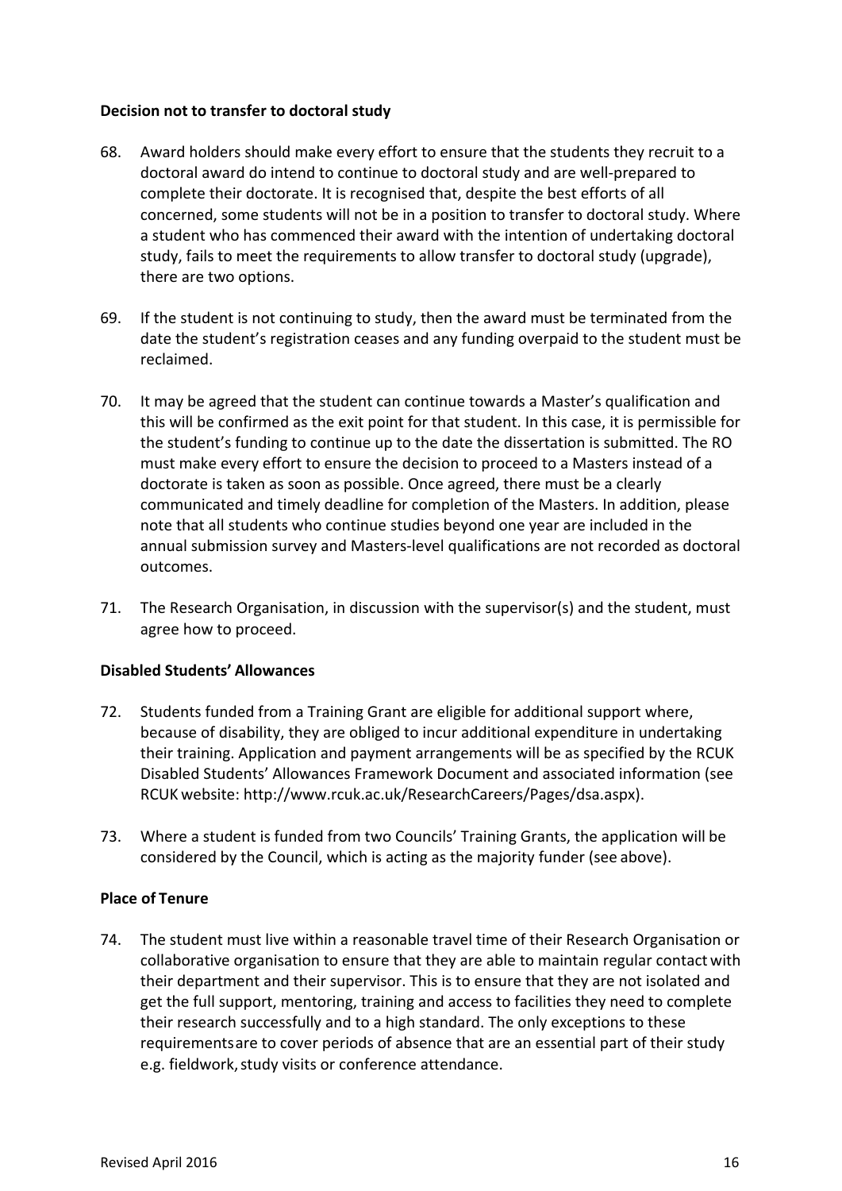**Decision not to transfer to doctoral study**

68. Award holders should make every effort to ensure that the students they recruit to a doctoral award do intend to continue to doctoral study and are well-prepared to complete their doctorate. It is recognised that, despite the best efforts of all concerned, some students will not be in a position to transfer to doctoral study. Where a student who has commenced their award with the intention of undertaking doctoral study, fails to meet the requirements to allow transfer to doctoral study (upgrade), there are two options.

69. If the student is not continuing to study, then the award must be terminated from the date the student's registration ceases and any funding overpaid to the student must be reclaimed.

70. It may be agreed that the student can continue towards a Master's qualification and this will be confirmed as the exit point for that student. In this case, it is permissible for the student's funding to continue up to the date the dissertation is submitted. The RO must make every effort to ensure the decision to proceed to a Masters instead of a doctorate is taken as soon as possible. Once agreed, there must be a clearly communicated and timely deadline for completion of the Masters. In addition, please note that all students who continue studies beyond one year are included in the annual submission survey and Masters-level qualifications are not recorded as doctoral outcomes.

71. The Research Organisation, in discussion with the supervisor(s) and the student, must agree how to proceed.

**Disabled Students' Allowances**

72. Students funded from a Training Grant are eligible for additional support where, because of disability, they are obliged to incur additional expenditure in undertaking their training. Application and payment arrangements will be as specified by the RCUK Disabled Students' Allowances Framework Document and associated information (see RCUK website: http://www.rcuk.ac.uk/ResearchCareers/Pages/dsa.aspx).

73. Where a student is funded from two Councils' Training Grants, the application will be considered by the Council, which is acting as the majority funder (see above).

**Place of Tenure**

74. The student must live within a reasonable travel time of their Research Organisation or collaborative organisation to ensure that they are able to maintain regular contact with their department and their supervisor. This is to ensure that they are not isolated and get the full support, mentoring, training and access to facilities they need to complete their research successfully and to a high standard. The only exceptions to these requirements are to cover periods of absence that are an essential part of their study e.g. fieldwork, study visits or conference attendance.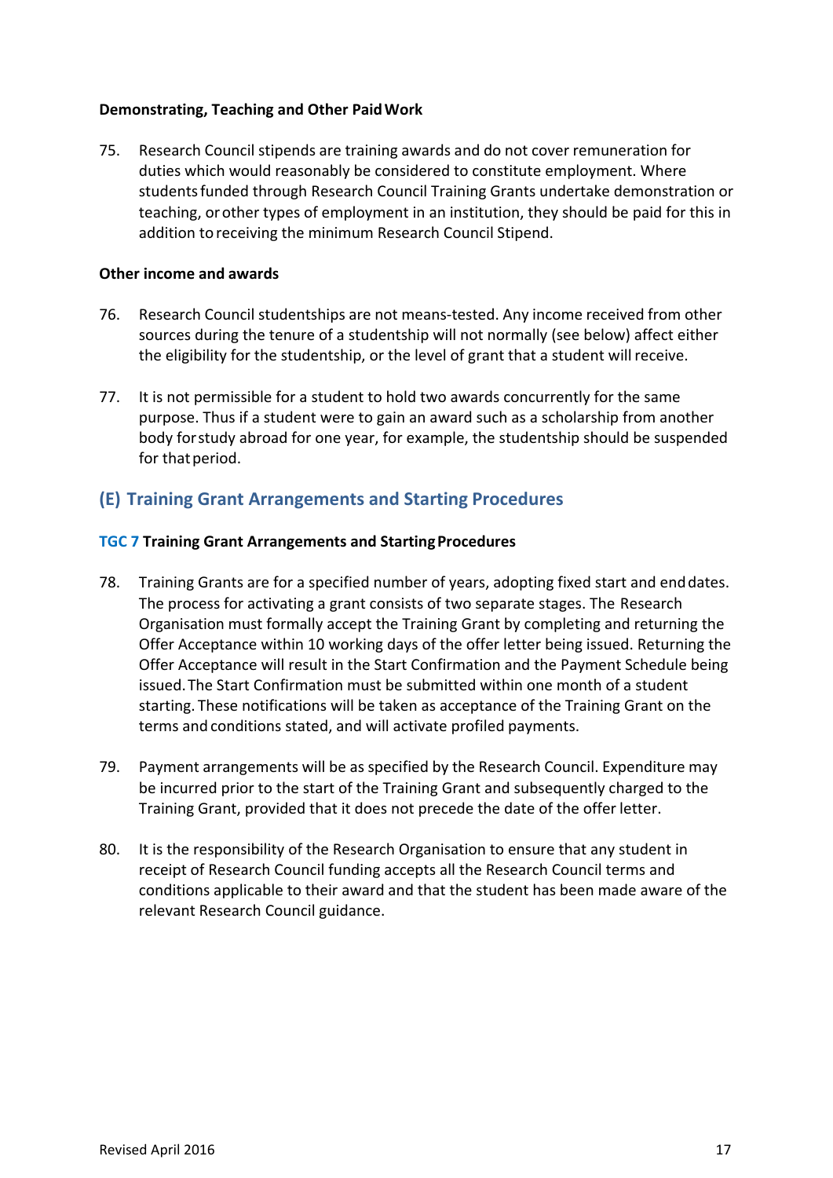**Demonstrating, Teaching and Other Paid Work**

75. Research Council stipends are training awards and do not cover remuneration for duties which would reasonably be considered to constitute employment. Where students funded through Research Council Training Grants undertake demonstration or teaching, or other types of employment in an institution, they should be paid for this in addition to receiving the minimum Research Council Stipend.

**Other income and awards**

76. Research Council studentships are not means-tested. Any income received from other sources during the tenure of a studentship will not normally (see below) affect either the eligibility for the studentship, or the level of grant that a student will receive.

77. It is not permissible for a student to hold two awards concurrently for the same purpose. Thus if a student were to gain an award such as a scholarship from another body for study abroad for one year, for example, the studentship should be suspended for that period.

## (E) Training Grant Arrangements and Starting Procedures

**TGC 7 Training Grant Arrangements and Starting Procedures**

78. Training Grants are for a specified number of years, adopting fixed start and end dates. The process for activating a grant consists of two separate stages. The Research Organisation must formally accept the Training Grant by completing and returning the Offer Acceptance within 10 working days of the offer letter being issued. Returning the Offer Acceptance will result in the Start Confirmation and the Payment Schedule being issued. The Start Confirmation must be submitted within one month of a student starting. These notifications will be taken as acceptance of the Training Grant on the terms and conditions stated, and will activate profiled payments.

79. Payment arrangements will be as specified by the Research Council. Expenditure may be incurred prior to the start of the Training Grant and subsequently charged to the Training Grant, provided that it does not precede the date of the offer letter.

80. It is the responsibility of the Research Organisation to ensure that any student in receipt of Research Council funding accepts all the Research Council terms and conditions applicable to their award and that the student has been made aware of the relevant Research Council guidance.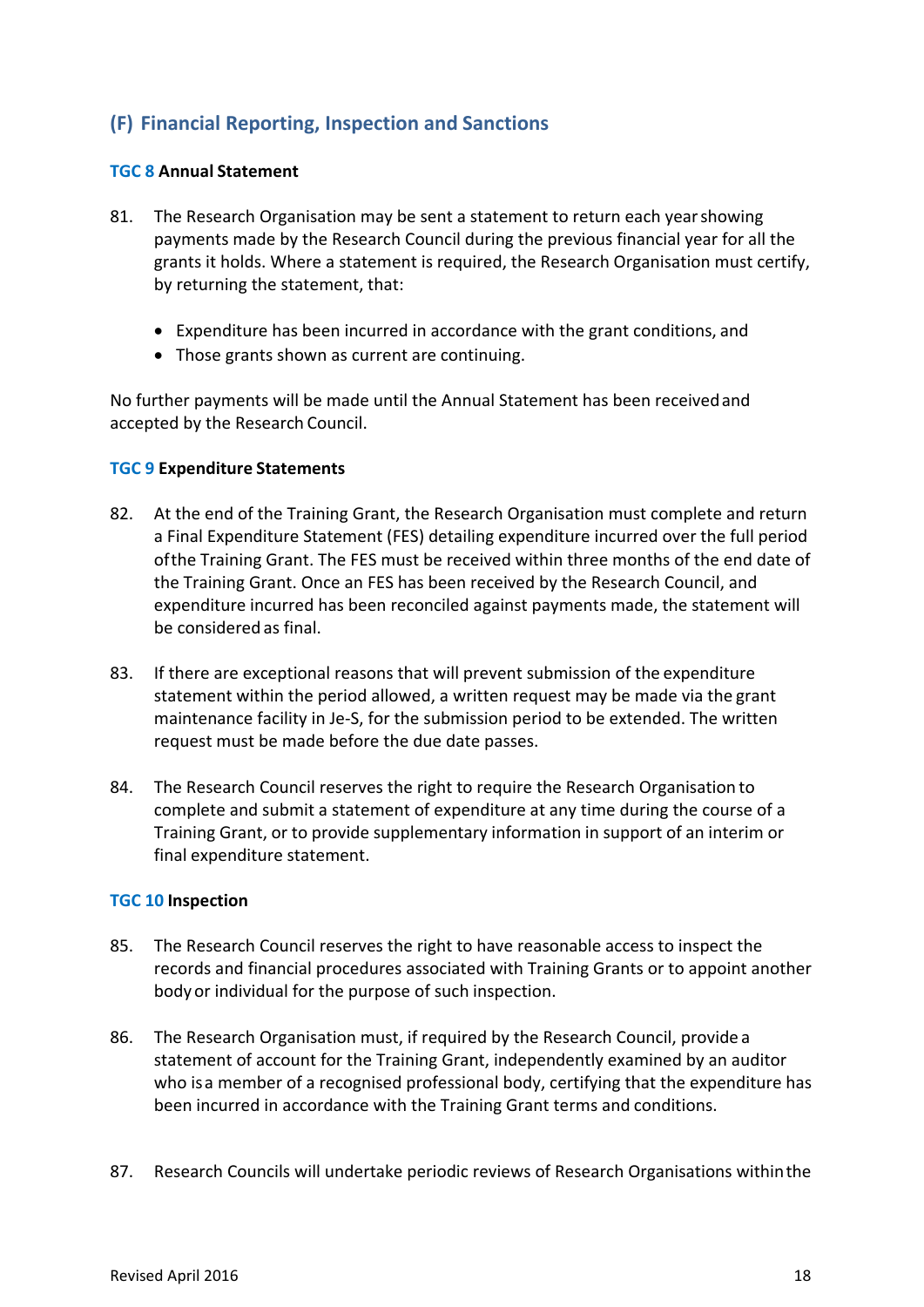## (F) Financial Reporting, Inspection and Sanctions

### TGC 8 Annual Statement

81. The Research Organisation may be sent a statement to return each year showing payments made by the Research Council during the previous financial year for all the grants it holds. Where a statement is required, the Research Organisation must certify, by returning the statement, that:

- Expenditure has been incurred in accordance with the grant conditions, and
- Those grants shown as current are continuing.

No further payments will be made until the Annual Statement has been received and accepted by the Research Council.

### TGC 9 Expenditure Statements

82. At the end of the Training Grant, the Research Organisation must complete and return a Final Expenditure Statement (FES) detailing expenditure incurred over the full period of the Training Grant. The FES must be received within three months of the end date of the Training Grant. Once an FES has been received by the Research Council, and expenditure incurred has been reconciled against payments made, the statement will be considered as final.

83. If there are exceptional reasons that will prevent submission of the expenditure statement within the period allowed, a written request may be made via the grant maintenance facility in Je-S, for the submission period to be extended. The written request must be made before the due date passes.

84. The Research Council reserves the right to require the Research Organisation to complete and submit a statement of expenditure at any time during the course of a Training Grant, or to provide supplementary information in support of an interim or final expenditure statement.

### TGC 10 Inspection

85. The Research Council reserves the right to have reasonable access to inspect the records and financial procedures associated with Training Grants or to appoint another body or individual for the purpose of such inspection.

86. The Research Organisation must, if required by the Research Council, provide a statement of account for the Training Grant, independently examined by an auditor who is a member of a recognised professional body, certifying that the expenditure has been incurred in accordance with the Training Grant terms and conditions.

87. Research Councils will undertake periodic reviews of Research Organisations within the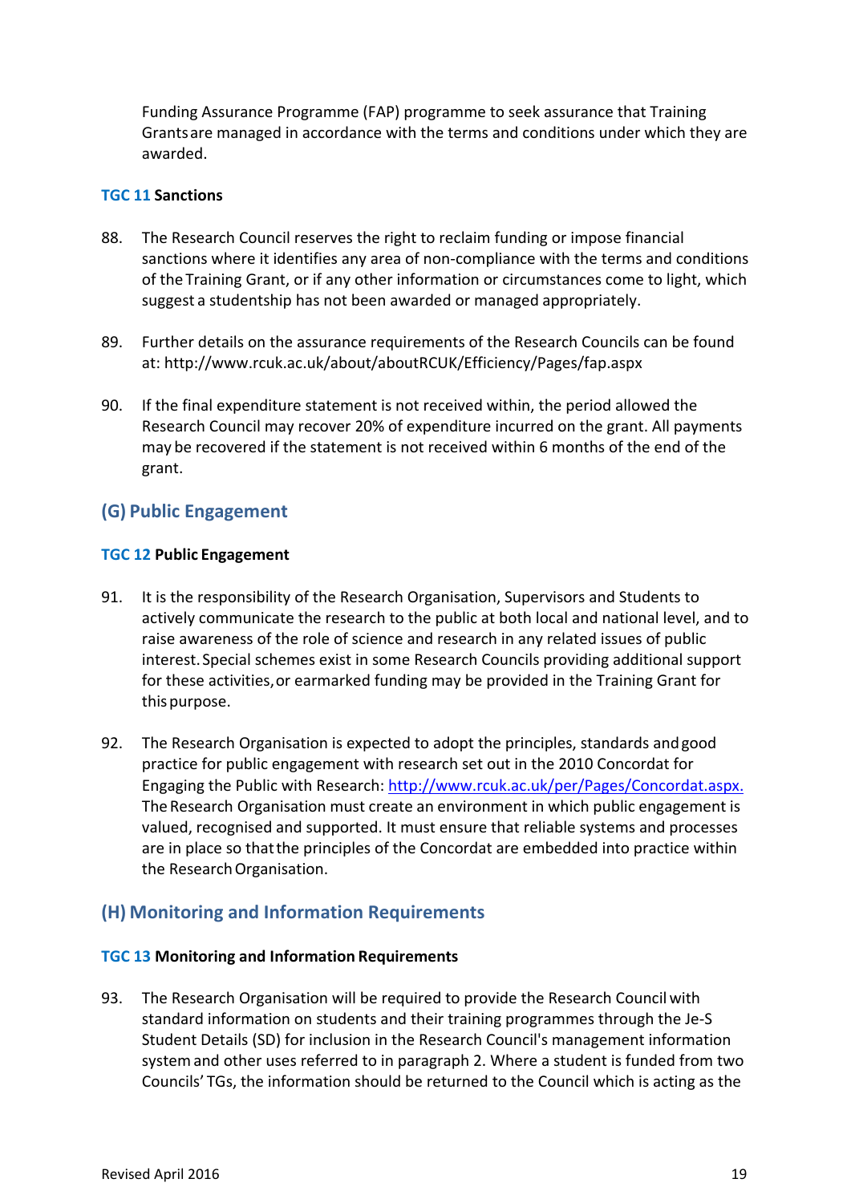Funding Assurance Programme (FAP) programme to seek assurance that Training Grants are managed in accordance with the terms and conditions under which they are awarded.

#### TGC 11 Sanctions

88. The Research Council reserves the right to reclaim funding or impose financial sanctions where it identifies any area of non-compliance with the terms and conditions of the Training Grant, or if any other information or circumstances come to light, which suggest a studentship has not been awarded or managed appropriately.

89. Further details on the assurance requirements of the Research Councils can be found at: http://www.rcuk.ac.uk/about/aboutRCUK/Efficiency/Pages/fap.aspx

90. If the final expenditure statement is not received within, the period allowed the Research Council may recover 20% of expenditure incurred on the grant. All payments may be recovered if the statement is not received within 6 months of the end of the grant.

## (G) Public Engagement

#### TGC 12 Public Engagement

91. It is the responsibility of the Research Organisation, Supervisors and Students to actively communicate the research to the public at both local and national level, and to raise awareness of the role of science and research in any related issues of public interest. Special schemes exist in some Research Councils providing additional support for these activities, or earmarked funding may be provided in the Training Grant for this purpose.

92. The Research Organisation is expected to adopt the principles, standards and good practice for public engagement with research set out in the 2010 Concordat for Engaging the Public with Research: [http://www.rcuk.ac.uk/per/Pages/Concordat.aspx.](http://www.rcuk.ac.uk/per/Pages/Concordat.aspx) The Research Organisation must create an environment in which public engagement is valued, recognised and supported. It must ensure that reliable systems and processes are in place so that the principles of the Concordat are embedded into practice within the Research Organisation.

## (H) Monitoring and Information Requirements

#### TGC 13 Monitoring and Information Requirements

93. The Research Organisation will be required to provide the Research Council with standard information on students and their training programmes through the Je-S Student Details (SD) for inclusion in the Research Council's management information system and other uses referred to in paragraph 2. Where a student is funded from two Councils' TGs, the information should be returned to the Council which is acting as the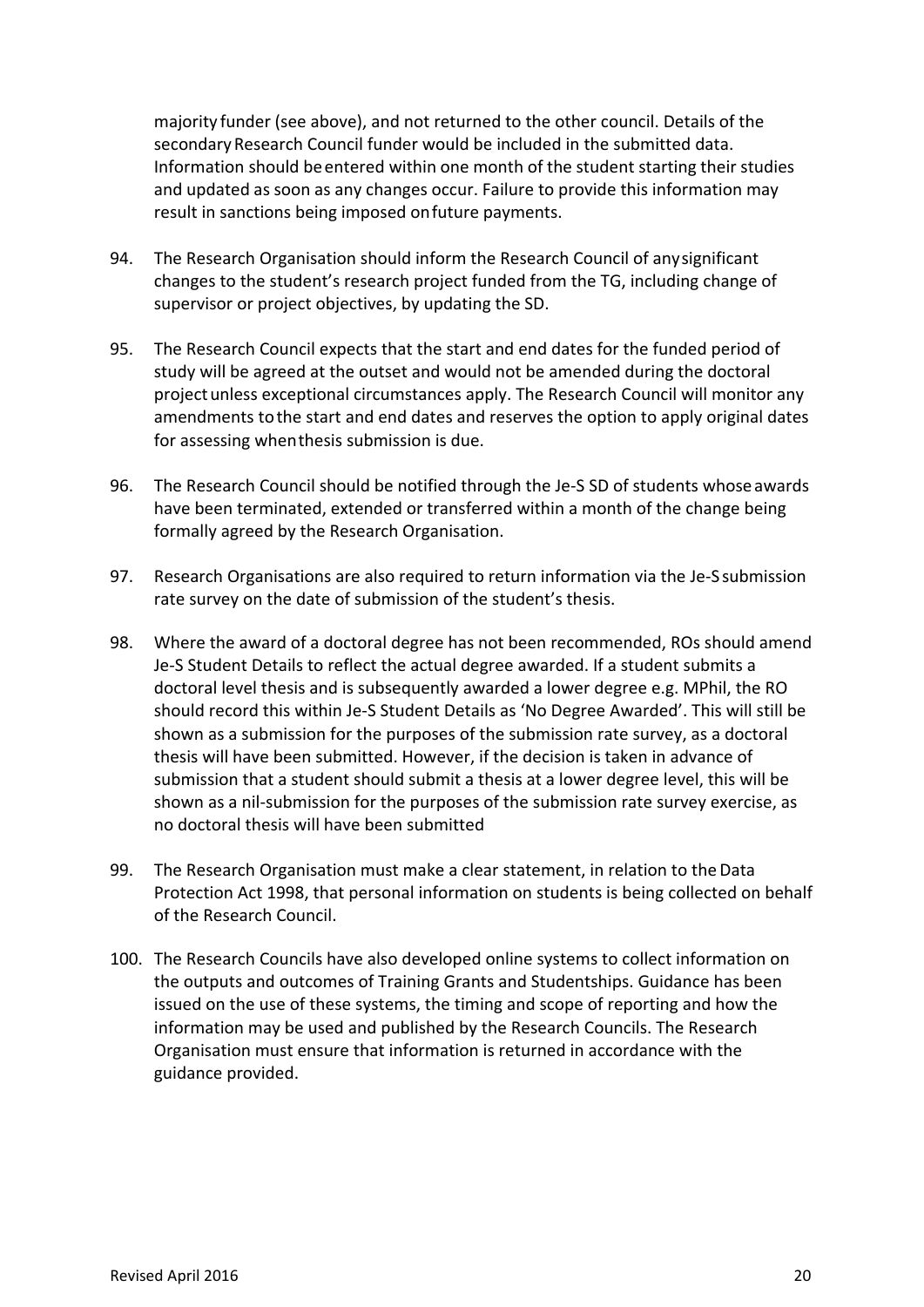majority funder (see above), and not returned to the other council. Details of the secondary Research Council funder would be included in the submitted data. Information should be entered within one month of the student starting their studies and updated as soon as any changes occur. Failure to provide this information may result in sanctions being imposed on future payments.

94. The Research Organisation should inform the Research Council of any significant changes to the student's research project funded from the TG, including change of supervisor or project objectives, by updating the SD.

95. The Research Council expects that the start and end dates for the funded period of study will be agreed at the outset and would not be amended during the doctoral project unless exceptional circumstances apply. The Research Council will monitor any amendments to the start and end dates and reserves the option to apply original dates for assessing when thesis submission is due.

96. The Research Council should be notified through the Je-S SD of students whose awards have been terminated, extended or transferred within a month of the change being formally agreed by the Research Organisation.

97. Research Organisations are also required to return information via the Je-S submission rate survey on the date of submission of the student's thesis.

98. Where the award of a doctoral degree has not been recommended, ROs should amend Je-S Student Details to reflect the actual degree awarded. If a student submits a doctoral level thesis and is subsequently awarded a lower degree e.g. MPhil, the RO should record this within Je-S Student Details as 'No Degree Awarded'. This will still be shown as a submission for the purposes of the submission rate survey, as a doctoral thesis will have been submitted. However, if the decision is taken in advance of submission that a student should submit a thesis at a lower degree level, this will be shown as a nil-submission for the purposes of the submission rate survey exercise, as no doctoral thesis will have been submitted

99. The Research Organisation must make a clear statement, in relation to the Data Protection Act 1998, that personal information on students is being collected on behalf of the Research Council.

100. The Research Councils have also developed online systems to collect information on the outputs and outcomes of Training Grants and Studentships. Guidance has been issued on the use of these systems, the timing and scope of reporting and how the information may be used and published by the Research Councils. The Research Organisation must ensure that information is returned in accordance with the guidance provided.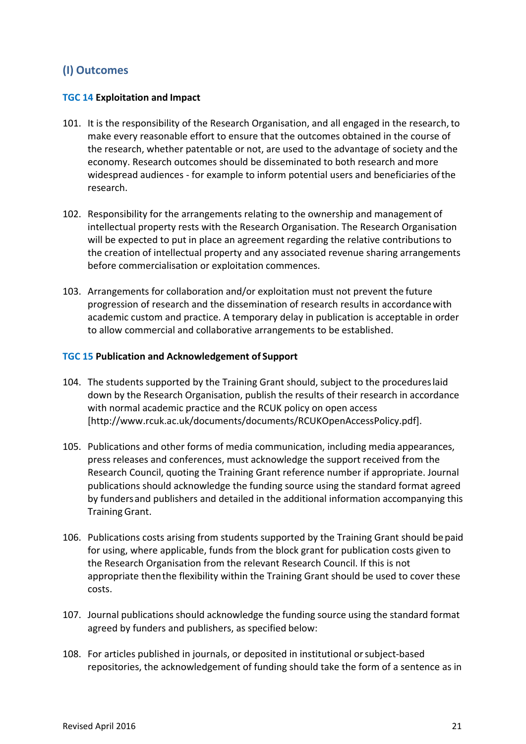## (I) Outcomes

### TGC 14 Exploitation and Impact

101. It is the responsibility of the Research Organisation, and all engaged in the research, to make every reasonable effort to ensure that the outcomes obtained in the course of the research, whether patentable or not, are used to the advantage of society and the economy. Research outcomes should be disseminated to both research and more widespread audiences - for example to inform potential users and beneficiaries of the research.

102. Responsibility for the arrangements relating to the ownership and management of intellectual property rests with the Research Organisation. The Research Organisation will be expected to put in place an agreement regarding the relative contributions to the creation of intellectual property and any associated revenue sharing arrangements before commercialisation or exploitation commences.

103. Arrangements for collaboration and/or exploitation must not prevent the future progression of research and the dissemination of research results in accordance with academic custom and practice. A temporary delay in publication is acceptable in order to allow commercial and collaborative arrangements to be established.

### TGC 15 Publication and Acknowledgement of Support

104. The students supported by the Training Grant should, subject to the procedures laid down by the Research Organisation, publish the results of their research in accordance with normal academic practice and the RCUK policy on open access [http://www.rcuk.ac.uk/documents/documents/RCUKOpenAccessPolicy.pdf].

105. Publications and other forms of media communication, including media appearances, press releases and conferences, must acknowledge the support received from the Research Council, quoting the Training Grant reference number if appropriate. Journal publications should acknowledge the funding source using the standard format agreed by funders and publishers and detailed in the additional information accompanying this Training Grant.

106. Publications costs arising from students supported by the Training Grant should be paid for using, where applicable, funds from the block grant for publication costs given to the Research Organisation from the relevant Research Council. If this is not appropriate then the flexibility within the Training Grant should be used to cover these costs.

107. Journal publications should acknowledge the funding source using the standard format agreed by funders and publishers, as specified below:

108. For articles published in journals, or deposited in institutional or subject-based repositories, the acknowledgement of funding should take the form of a sentence as in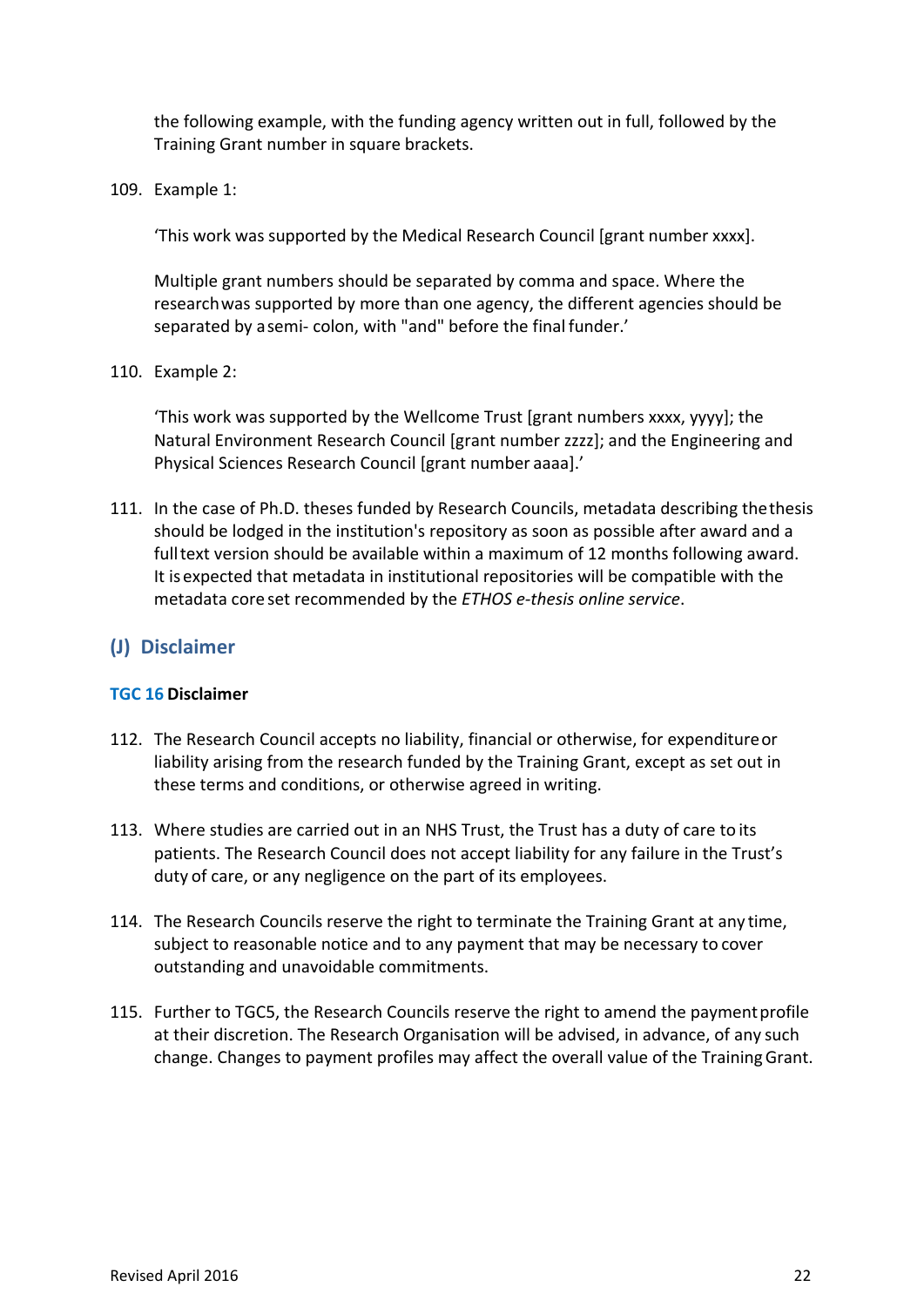the following example, with the funding agency written out in full, followed by the Training Grant number in square brackets.

109. Example 1:

 'This work was supported by the Medical Research Council [grant number xxxx].

 Multiple grant numbers should be separated by comma and space. Where the research was supported by more than one agency, the different agencies should be separated by a semi- colon, with "and" before the final funder.'

110. Example 2:

 'This work was supported by the Wellcome Trust [grant numbers xxxx, yyyy]; the Natural Environment Research Council [grant number zzzz]; and the Engineering and Physical Sciences Research Council [grant number aaaa].'

111. In the case of Ph.D. theses funded by Research Councils, metadata describing the thesis should be lodged in the institution's repository as soon as possible after award and a full text version should be available within a maximum of 12 months following award. It is expected that metadata in institutional repositories will be compatible with the metadata core set recommended by the *ETHOS e-thesis online service*.

## (J) Disclaimer

### TGC 16 Disclaimer

112. The Research Council accepts no liability, financial or otherwise, for expenditure or liability arising from the research funded by the Training Grant, except as set out in these terms and conditions, or otherwise agreed in writing.

113. Where studies are carried out in an NHS Trust, the Trust has a duty of care to its patients. The Research Council does not accept liability for any failure in the Trust's duty of care, or any negligence on the part of its employees.

114. The Research Councils reserve the right to terminate the Training Grant at any time, subject to reasonable notice and to any payment that may be necessary to cover outstanding and unavoidable commitments.

115. Further to TGC5, the Research Councils reserve the right to amend the payment profile at their discretion. The Research Organisation will be advised, in advance, of any such change. Changes to payment profiles may affect the overall value of the Training Grant.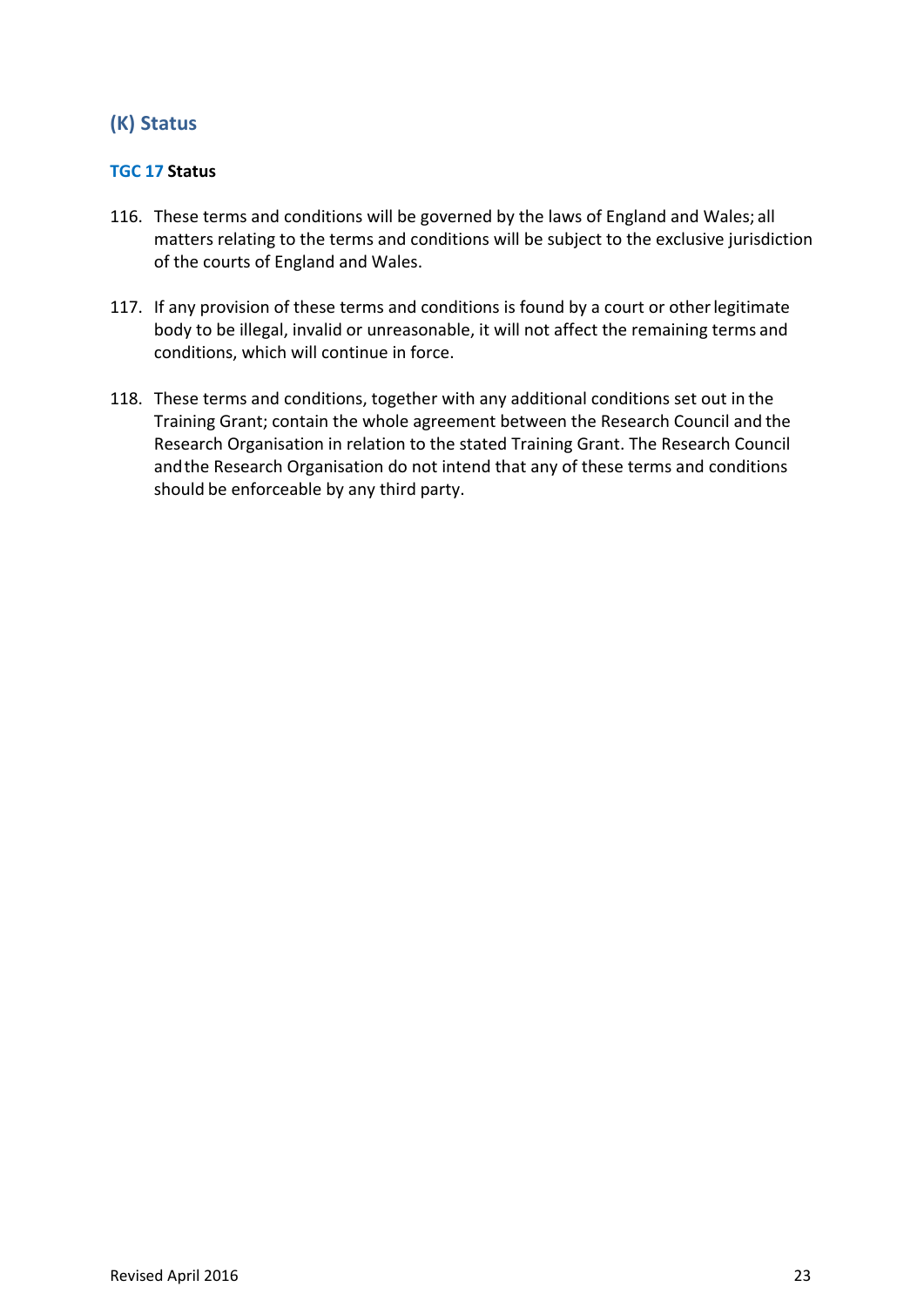## (K) Status

### TGC 17 Status

116. These terms and conditions will be governed by the laws of England and Wales; all matters relating to the terms and conditions will be subject to the exclusive jurisdiction of the courts of England and Wales.

117. If any provision of these terms and conditions is found by a court or other legitimate body to be illegal, invalid or unreasonable, it will not affect the remaining terms and conditions, which will continue in force.

118. These terms and conditions, together with any additional conditions set out in the Training Grant; contain the whole agreement between the Research Council and the Research Organisation in relation to the stated Training Grant. The Research Council and the Research Organisation do not intend that any of these terms and conditions should be enforceable by any third party.

Revised April 2016